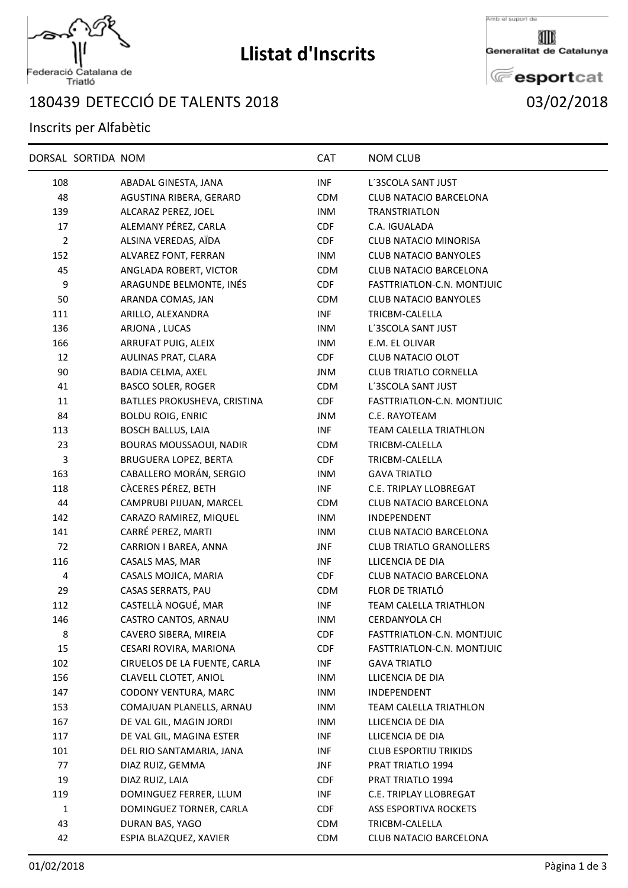Federació Catalana de Triatló

# Llistat d'Inscrits

Amb el suport de Generalitat de Catalunya esportcat

## 180439 DETECCIÓ DE TALENTS 2018

03/02/2018

Inscrits per Alfabètic

| DORSAL | SORTIDA | NOM | CAT | NOM CLUB |
|---|---|---|---|---|
| 108 | | ABADAL GINESTA, JANA | INF | L´3SCOLA SANT JUST |
| 48 | | AGUSTINA RIBERA, GERARD | CDM | CLUB NATACIO BARCELONA |
| 139 | | ALCARAZ PEREZ, JOEL | INM | TRANSTRIATLON |
| 17 | | ALEMANY PÉREZ, CARLA | CDF | C.A. IGUALADA |
| 2 | | ALSINA VEREDAS, AÏDA | CDF | CLUB NATACIO MINORISA |
| 152 | | ALVAREZ FONT, FERRAN | INM | CLUB NATACIO BANYOLES |
| 45 | | ANGLADA ROBERT, VICTOR | CDM | CLUB NATACIO BARCELONA |
| 9 | | ARAGUNDE BELMONTE, INÉS | CDF | FASTTRIATLON-C.N. MONTJUIC |
| 50 | | ARANDA COMAS, JAN | CDM | CLUB NATACIO BANYOLES |
| 111 | | ARILLO, ALEXANDRA | INF | TRICBM-CALELLA |
| 136 | | ARJONA , LUCAS | INM | L´3SCOLA SANT JUST |
| 166 | | ARRUFAT PUIG, ALEIX | INM | E.M. EL OLIVAR |
| 12 | | AULINAS PRAT, CLARA | CDF | CLUB NATACIO OLOT |
| 90 | | BADIA CELMA, AXEL | JNM | CLUB TRIATLO CORNELLA |
| 41 | | BASCO SOLER, ROGER | CDM | L´3SCOLA SANT JUST |
| 11 | | BATLLES PROKUSHEVA, CRISTINA | CDF | FASTTRIATLON-C.N. MONTJUIC |
| 84 | | BOLDU ROIG, ENRIC | JNM | C.E. RAYOTEAM |
| 113 | | BOSCH BALLUS, LAIA | INF | TEAM CALELLA TRIATHLON |
| 23 | | BOURAS MOUSSAOUI, NADIR | CDM | TRICBM-CALELLA |
| 3 | | BRUGUERA LOPEZ, BERTA | CDF | TRICBM-CALELLA |
| 163 | | CABALLERO MORÁN, SERGIO | INM | GAVA TRIATLO |
| 118 | | CÀCERES PÉREZ, BETH | INF | C.E. TRIPLAY LLOBREGAT |
| 44 | | CAMPRUBI PIJUAN, MARCEL | CDM | CLUB NATACIO BARCELONA |
| 142 | | CARAZO RAMIREZ, MIQUEL | INM | INDEPENDENT |
| 141 | | CARRÉ PEREZ, MARTI | INM | CLUB NATACIO BARCELONA |
| 72 | | CARRION I BAREA, ANNA | JNF | CLUB TRIATLO GRANOLLERS |
| 116 | | CASALS MAS, MAR | INF | LLICENCIA DE DIA |
| 4 | | CASALS MOJICA, MARIA | CDF | CLUB NATACIO BARCELONA |
| 29 | | CASAS SERRATS, PAU | CDM | FLOR DE TRIATLÓ |
| 112 | | CASTELLÀ NOGUÉ, MAR | INF | TEAM CALELLA TRIATHLON |
| 146 | | CASTRO CANTOS, ARNAU | INM | CERDANYOLA CH |
| 8 | | CAVERO SIBERA, MIREIA | CDF | FASTTRIATLON-C.N. MONTJUIC |
| 15 | | CESARI ROVIRA, MARIONA | CDF | FASTTRIATLON-C.N. MONTJUIC |
| 102 | | CIRUELOS DE LA FUENTE, CARLA | INF | GAVA TRIATLO |
| 156 | | CLAVELL CLOTET, ANIOL | INM | LLICENCIA DE DIA |
| 147 | | CODONY VENTURA, MARC | INM | INDEPENDENT |
| 153 | | COMAJUAN PLANELLS, ARNAU | INM | TEAM CALELLA TRIATHLON |
| 167 | | DE VAL GIL, MAGIN JORDI | INM | LLICENCIA DE DIA |
| 117 | | DE VAL GIL, MAGINA ESTER | INF | LLICENCIA DE DIA |
| 101 | | DEL RIO SANTAMARIA, JANA | INF | CLUB ESPORTIU TRIKIDS |
| 77 | | DIAZ RUIZ, GEMMA | JNF | PRAT TRIATLO 1994 |
| 19 | | DIAZ RUIZ, LAIA | CDF | PRAT TRIATLO 1994 |
| 119 | | DOMINGUEZ FERRER, LLUM | INF | C.E. TRIPLAY LLOBREGAT |
| 1 | | DOMINGUEZ TORNER, CARLA | CDF | ASS ESPORTIVA ROCKETS |
| 43 | | DURAN BAS, YAGO | CDM | TRICBM-CALELLA |
| 42 | | ESPIA BLAZQUEZ, XAVIER | CDM | CLUB NATACIO BARCELONA |

01/02/2018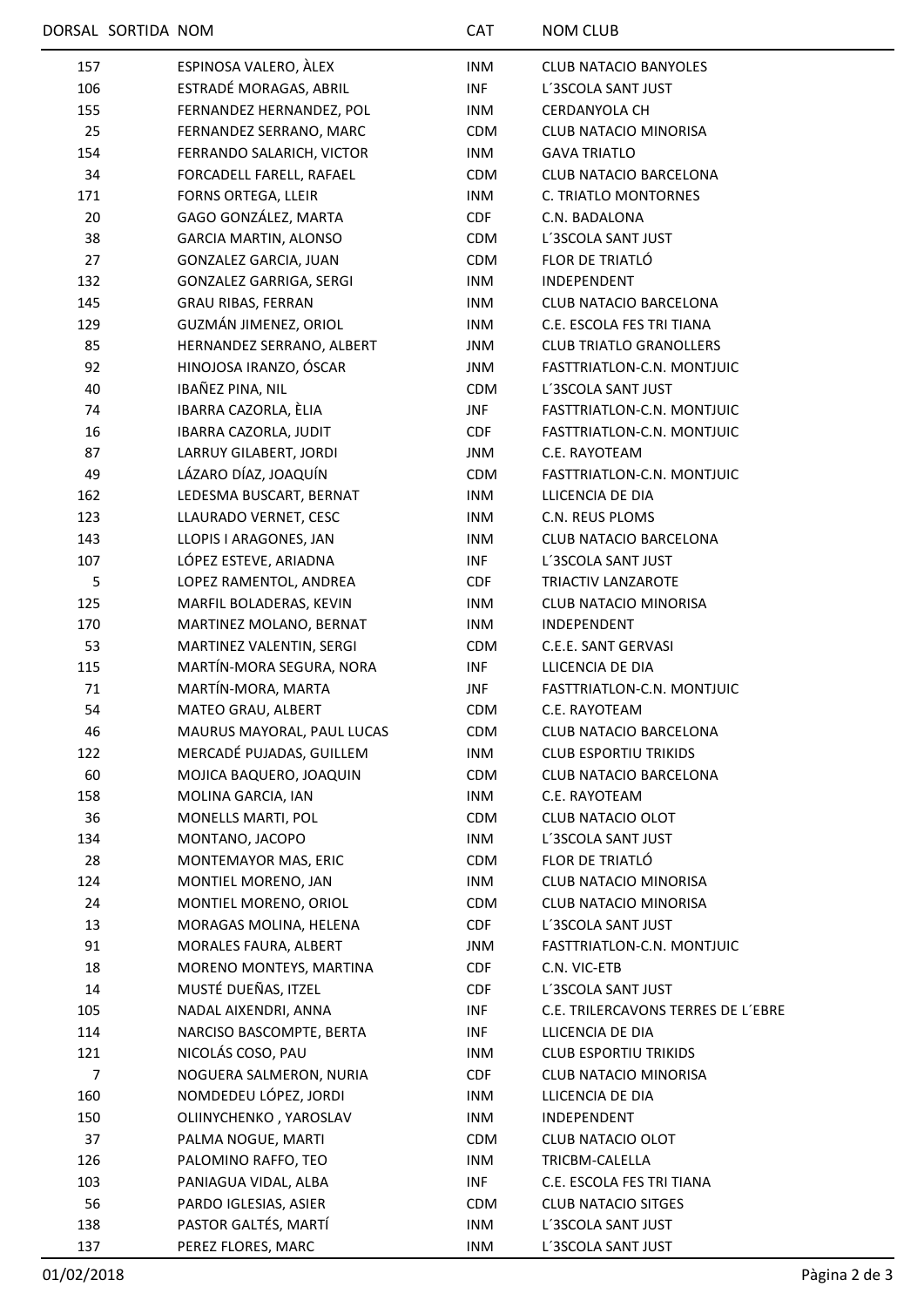| DORSAL | SORTIDA | NOM | CAT | NOM CLUB |
|---|---|---|---|---|
| 157 | | ESPINOSA VALERO, ÀLEX | INM | CLUB NATACIO BANYOLES |
| 106 | | ESTRADÉ MORAGAS, ABRIL | INF | L´3SCOLA SANT JUST |
| 155 | | FERNANDEZ HERNANDEZ, POL | INM | CERDANYOLA CH |
| 25 | | FERNANDEZ SERRANO, MARC | CDM | CLUB NATACIO MINORISA |
| 154 | | FERRANDO SALARICH, VICTOR | INM | GAVA TRIATLO |
| 34 | | FORCADELL FARELL, RAFAEL | CDM | CLUB NATACIO BARCELONA |
| 171 | | FORNS ORTEGA, LLEIR | INM | C. TRIATLO MONTORNES |
| 20 | | GAGO GONZÁLEZ, MARTA | CDF | C.N. BADALONA |
| 38 | | GARCIA MARTIN, ALONSO | CDM | L´3SCOLA SANT JUST |
| 27 | | GONZALEZ GARCIA, JUAN | CDM | FLOR DE TRIATLÓ |
| 132 | | GONZALEZ GARRIGA, SERGI | INM | INDEPENDENT |
| 145 | | GRAU RIBAS, FERRAN | INM | CLUB NATACIO BARCELONA |
| 129 | | GUZMÁN JIMENEZ, ORIOL | INM | C.E. ESCOLA FES TRI TIANA |
| 85 | | HERNANDEZ SERRANO, ALBERT | JNM | CLUB TRIATLO GRANOLLERS |
| 92 | | HINOJOSA IRANZO, ÓSCAR | JNM | FASTTRIATLON-C.N. MONTJUIC |
| 40 | | IBAÑEZ PINA, NIL | CDM | L´3SCOLA SANT JUST |
| 74 | | IBARRA CAZORLA, ÈLIA | JNF | FASTTRIATLON-C.N. MONTJUIC |
| 16 | | IBARRA CAZORLA, JUDIT | CDF | FASTTRIATLON-C.N. MONTJUIC |
| 87 | | LARRUY GILABERT, JORDI | JNM | C.E. RAYOTEAM |
| 49 | | LÁZARO DÍAZ, JOAQUÍN | CDM | FASTTRIATLON-C.N. MONTJUIC |
| 162 | | LEDESMA BUSCART, BERNAT | INM | LLICENCIA DE DIA |
| 123 | | LLAURADO VERNET, CESC | INM | C.N. REUS PLOMS |
| 143 | | LLOPIS I ARAGONES, JAN | INM | CLUB NATACIO BARCELONA |
| 107 | | LÓPEZ ESTEVE, ARIADNA | INF | L´3SCOLA SANT JUST |
| 5 | | LOPEZ RAMENTOL, ANDREA | CDF | TRIACTIV LANZAROTE |
| 125 | | MARFIL BOLADERAS, KEVIN | INM | CLUB NATACIO MINORISA |
| 170 | | MARTINEZ MOLANO, BERNAT | INM | INDEPENDENT |
| 53 | | MARTINEZ VALENTIN, SERGI | CDM | C.E.E. SANT GERVASI |
| 115 | | MARTÍN-MORA SEGURA, NORA | INF | LLICENCIA DE DIA |
| 71 | | MARTÍN-MORA, MARTA | JNF | FASTTRIATLON-C.N. MONTJUIC |
| 54 | | MATEO GRAU, ALBERT | CDM | C.E. RAYOTEAM |
| 46 | | MAURUS MAYORAL, PAUL LUCAS | CDM | CLUB NATACIO BARCELONA |
| 122 | | MERCADÉ PUJADAS, GUILLEM | INM | CLUB ESPORTIU TRIKIDS |
| 60 | | MOJICA BAQUERO, JOAQUIN | CDM | CLUB NATACIO BARCELONA |
| 158 | | MOLINA GARCIA, IAN | INM | C.E. RAYOTEAM |
| 36 | | MONELLS MARTI, POL | CDM | CLUB NATACIO OLOT |
| 134 | | MONTANO, JACOPO | INM | L´3SCOLA SANT JUST |
| 28 | | MONTEMAYOR MAS, ERIC | CDM | FLOR DE TRIATLÓ |
| 124 | | MONTIEL MORENO, JAN | INM | CLUB NATACIO MINORISA |
| 24 | | MONTIEL MORENO, ORIOL | CDM | CLUB NATACIO MINORISA |
| 13 | | MORAGAS MOLINA, HELENA | CDF | L´3SCOLA SANT JUST |
| 91 | | MORALES FAURA, ALBERT | JNM | FASTTRIATLON-C.N. MONTJUIC |
| 18 | | MORENO MONTEYS, MARTINA | CDF | C.N. VIC-ETB |
| 14 | | MUSTÉ DUEÑAS, ITZEL | CDF | L´3SCOLA SANT JUST |
| 105 | | NADAL AIXENDRI, ANNA | INF | C.E. TRILERCAVONS TERRES DE L´EBRE |
| 114 | | NARCISO BASCOMPTE, BERTA | INF | LLICENCIA DE DIA |
| 121 | | NICOLÁS COSO, PAU | INM | CLUB ESPORTIU TRIKIDS |
| 7 | | NOGUERA SALMERON, NURIA | CDF | CLUB NATACIO MINORISA |
| 160 | | NOMDEDEU LÓPEZ, JORDI | INM | LLICENCIA DE DIA |
| 150 | | OLIINYCHENKO , YAROSLAV | INM | INDEPENDENT |
| 37 | | PALMA NOGUE, MARTI | CDM | CLUB NATACIO OLOT |
| 126 | | PALOMINO RAFFO, TEO | INM | TRICBM-CALELLA |
| 103 | | PANIAGUA VIDAL, ALBA | INF | C.E. ESCOLA FES TRI TIANA |
| 56 | | PARDO IGLESIAS, ASIER | CDM | CLUB NATACIO SITGES |
| 138 | | PASTOR GALTÉS, MARTÍ | INM | L´3SCOLA SANT JUST |
| 137 | | PEREZ FLORES, MARC | INM | L´3SCOLA SANT JUST |

01/02/2018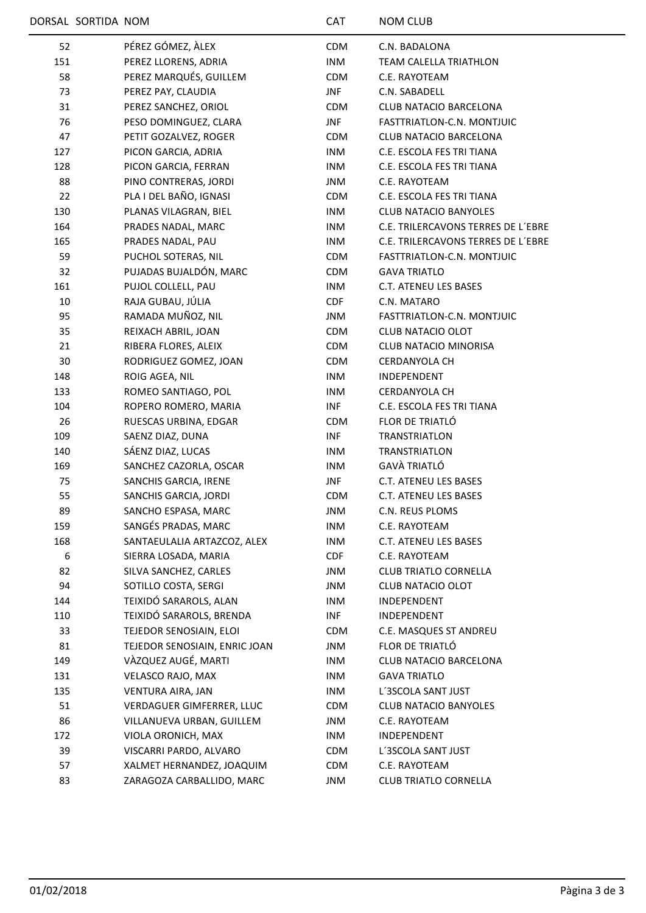| DORSAL | SORTIDA | NOM | CAT | NOM CLUB |
|---|---|---|---|---|
| 52 | | PÉREZ GÓMEZ, ÀLEX | CDM | C.N. BADALONA |
| 151 | | PEREZ LLORENS, ADRIA | INM | TEAM CALELLA TRIATHLON |
| 58 | | PEREZ MARQUÉS, GUILLEM | CDM | C.E. RAYOTEAM |
| 73 | | PEREZ PAY, CLAUDIA | JNF | C.N. SABADELL |
| 31 | | PEREZ SANCHEZ, ORIOL | CDM | CLUB NATACIO BARCELONA |
| 76 | | PESO DOMINGUEZ, CLARA | JNF | FASTTRIATLON-C.N. MONTJUIC |
| 47 | | PETIT GOZALVEZ, ROGER | CDM | CLUB NATACIO BARCELONA |
| 127 | | PICON GARCIA, ADRIA | INM | C.E. ESCOLA FES TRI TIANA |
| 128 | | PICON GARCIA, FERRAN | INM | C.E. ESCOLA FES TRI TIANA |
| 88 | | PINO CONTRERAS, JORDI | JNM | C.E. RAYOTEAM |
| 22 | | PLA I DEL BAÑO, IGNASI | CDM | C.E. ESCOLA FES TRI TIANA |
| 130 | | PLANAS VILAGRAN, BIEL | INM | CLUB NATACIO BANYOLES |
| 164 | | PRADES NADAL, MARC | INM | C.E. TRILERCAVONS TERRES DE L´EBRE |
| 165 | | PRADES NADAL, PAU | INM | C.E. TRILERCAVONS TERRES DE L´EBRE |
| 59 | | PUCHOL SOTERAS, NIL | CDM | FASTTRIATLON-C.N. MONTJUIC |
| 32 | | PUJADAS BUJALDÓN, MARC | CDM | GAVA TRIATLO |
| 161 | | PUJOL COLLELL, PAU | INM | C.T. ATENEU LES BASES |
| 10 | | RAJA GUBAU, JÚLIA | CDF | C.N. MATARO |
| 95 | | RAMADA MUÑOZ, NIL | JNM | FASTTRIATLON-C.N. MONTJUIC |
| 35 | | REIXACH ABRIL, JOAN | CDM | CLUB NATACIO OLOT |
| 21 | | RIBERA FLORES, ALEIX | CDM | CLUB NATACIO MINORISA |
| 30 | | RODRIGUEZ GOMEZ, JOAN | CDM | CERDANYOLA CH |
| 148 | | ROIG AGEA, NIL | INM | INDEPENDENT |
| 133 | | ROMEO SANTIAGO, POL | INM | CERDANYOLA CH |
| 104 | | ROPERO ROMERO, MARIA | INF | C.E. ESCOLA FES TRI TIANA |
| 26 | | RUESCAS URBINA, EDGAR | CDM | FLOR DE TRIATLÓ |
| 109 | | SAENZ DIAZ, DUNA | INF | TRANSTRIATLON |
| 140 | | SÁENZ DIAZ, LUCAS | INM | TRANSTRIATLON |
| 169 | | SANCHEZ CAZORLA, OSCAR | INM | GAVÀ TRIATLÓ |
| 75 | | SANCHIS GARCIA, IRENE | JNF | C.T. ATENEU LES BASES |
| 55 | | SANCHIS GARCIA, JORDI | CDM | C.T. ATENEU LES BASES |
| 89 | | SANCHO ESPASA, MARC | JNM | C.N. REUS PLOMS |
| 159 | | SANGÉS PRADAS, MARC | INM | C.E. RAYOTEAM |
| 168 | | SANTAEULALIA ARTAZCOZ, ALEX | INM | C.T. ATENEU LES BASES |
| 6 | | SIERRA LOSADA, MARIA | CDF | C.E. RAYOTEAM |
| 82 | | SILVA SANCHEZ, CARLES | JNM | CLUB TRIATLO CORNELLA |
| 94 | | SOTILLO COSTA, SERGI | JNM | CLUB NATACIO OLOT |
| 144 | | TEIXIDÓ SARAROLS, ALAN | INM | INDEPENDENT |
| 110 | | TEIXIDÓ SARAROLS, BRENDA | INF | INDEPENDENT |
| 33 | | TEJEDOR SENOSIAIN, ELOI | CDM | C.E. MASQUES ST ANDREU |
| 81 | | TEJEDOR SENOSIAIN, ENRIC JOAN | JNM | FLOR DE TRIATLÓ |
| 149 | | VÀZQUEZ AUGÉ, MARTI | INM | CLUB NATACIO BARCELONA |
| 131 | | VELASCO RAJO, MAX | INM | GAVA TRIATLO |
| 135 | | VENTURA AIRA, JAN | INM | L´3SCOLA SANT JUST |
| 51 | | VERDAGUER GIMFERRER, LLUC | CDM | CLUB NATACIO BANYOLES |
| 86 | | VILLANUEVA URBAN, GUILLEM | JNM | C.E. RAYOTEAM |
| 172 | | VIOLA ORONICH, MAX | INM | INDEPENDENT |
| 39 | | VISCARRI PARDO, ALVARO | CDM | L´3SCOLA SANT JUST |
| 57 | | XALMET HERNANDEZ, JOAQUIM | CDM | C.E. RAYOTEAM |
| 83 | | ZARAGOZA CARBALLIDO, MARC | JNM | CLUB TRIATLO CORNELLA |

01/02/2018